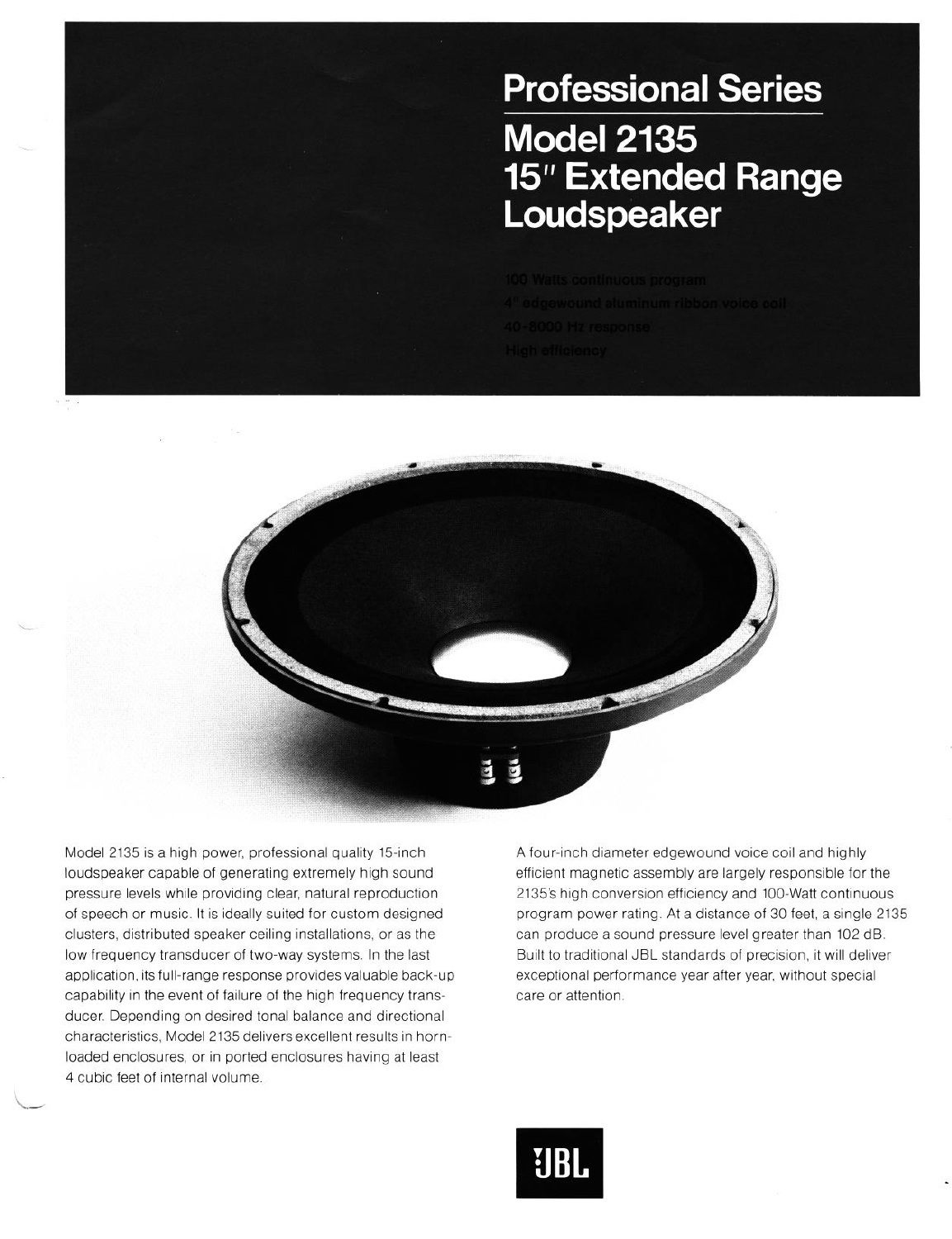# Professional Series

## Model 2135
## 15" Extended Range Loudspeaker

100 Watts continuous program
4" edgewound aluminum ribbon voice coil
40-8000 Hz response
High efficiency

Model 2135 is a high power, professional quality 15-inch loudspeaker capable of generating extremely high sound pressure levels while providing clear, natural reproduction of speech or music. It is ideally suited for custom designed clusters, distributed speaker ceiling installations, or as the low frequency transducer of two-way systems. In the last application, its full-range response provides valuable back-up capability in the event of failure of the high frequency transducer. Depending on desired tonal balance and directional characteristics, Model 2135 delivers excellent results in horn-loaded enclosures, or in ported enclosures having at least 4 cubic feet of internal volume.

A four-inch diameter edgewound voice coil and highly efficient magnetic assembly are largely responsible for the 2135's high conversion efficiency and 100-Watt continuous program power rating. At a distance of 30 feet, a single 2135 can produce a sound pressure level greater than 102 dB. Built to traditional JBL standards of precision, it will deliver exceptional performance year after year, without special care or attention.

JBL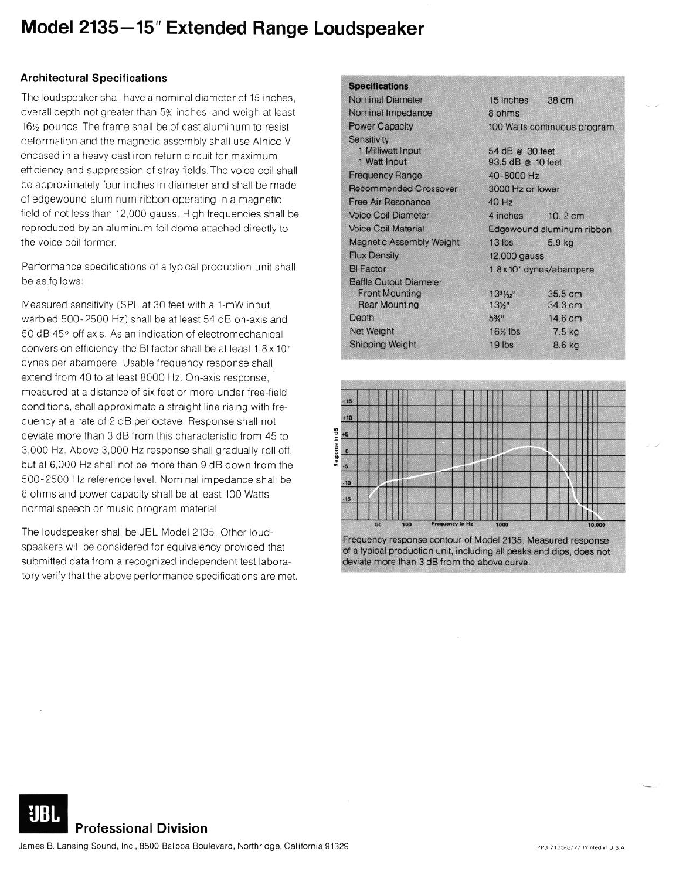# Model 2135—15″ Extended Range Loudspeaker

## Architectural Specifications

The loudspeaker shall have a nominal diameter of 15 inches, overall depth not greater than 5¾ inches, and weigh at least 16½ pounds. The frame shall be of cast aluminum to resist deformation and the magnetic assembly shall use Alnico V encased in a heavy cast iron return circuit for maximum efficiency and suppression of stray fields. The voice coil shall be approximately four inches in diameter and shall be made of edgewound aluminum ribbon operating in a magnetic field of not less than 12,000 gauss. High frequencies shall be reproduced by an aluminum foil dome attached directly to the voice coil former.

Performance specifications of a typical production unit shall be as follows:

Measured sensitivity (SPL at 30 feet with a 1-mW input, warbled 500-2500 Hz) shall be at least 54 dB on-axis and 50 dB 45° off axis. As an indication of electromechanical conversion efficiency, the Bl factor shall be at least $1.8 \times 10^7$ dynes per abampere. Usable frequency response shall extend from 40 to at least 8000 Hz. On-axis response, measured at a distance of six feet or more under free-field conditions, shall approximate a straight line rising with frequency at a rate of 2 dB per octave. Response shall not deviate more than 3 dB from this characteristic from 45 to 3,000 Hz. Above 3,000 Hz response shall gradually roll off, but at 6,000 Hz shall not be more than 9 dB down from the 500-2500 Hz reference level. Nominal impedance shall be 8 ohms and power capacity shall be at least 100 Watts normal speech or music program material.

The loudspeaker shall be JBL Model 2135. Other loudspeakers will be considered for equivalency provided that submitted data from a recognized independent test laboratory verify that the above performance specifications are met.

**Specifications**

| | | |
|---|---|---|
| Nominal Diameter | 15 inches | 38 cm |
| Nominal Impedance | 8 ohms | |
| Power Capacity | 100 Watts continuous program | |
| Sensitivity | | |
| 1 Milliwatt Input | 54 dB @ 30 feet | |
| 1 Watt Input | 93.5 dB @ 10 feet | |
| Frequency Range | 40-8000 Hz | |
| Recommended Crossover | 3000 Hz or lower | |
| Free Air Resonance | 40 Hz | |
| Voice Coil Diameter | 4 inches | 10.2 cm |
| Voice Coil Material | Edgewound aluminum ribbon | |
| Magnetic Assembly Weight | 13 lbs | 5.9 kg |
| Flux Density | 12,000 gauss | |
| Bl Factor | $1.8 \times 10^7$ dynes/abampere | |
| Baffle Cutout Diameter | | |
| Front Mounting | 13³¹⁄₃₂″ | 35.5 cm |
| Rear Mounting | 13½″ | 34.3 cm |
| Depth | 5¾″ | 14.6 cm |
| Net Weight | 16½ lbs | 7.5 kg |
| Shipping Weight | 19 lbs | 8.6 kg |

Response in dB
+15
+10
+5
0
-5
-10
-15
50
100
Frequency in Hz
1000
10,000

Frequency response contour of Model 2135. Measured response of a typical production unit, including all peaks and dips, does not deviate more than 3 dB from the above curve.

**JBL** Professional Division

James B. Lansing Sound, Inc., 8500 Balboa Boulevard, Northridge, California 91329

PPS 2135-8/77 Printed in U.S.A.